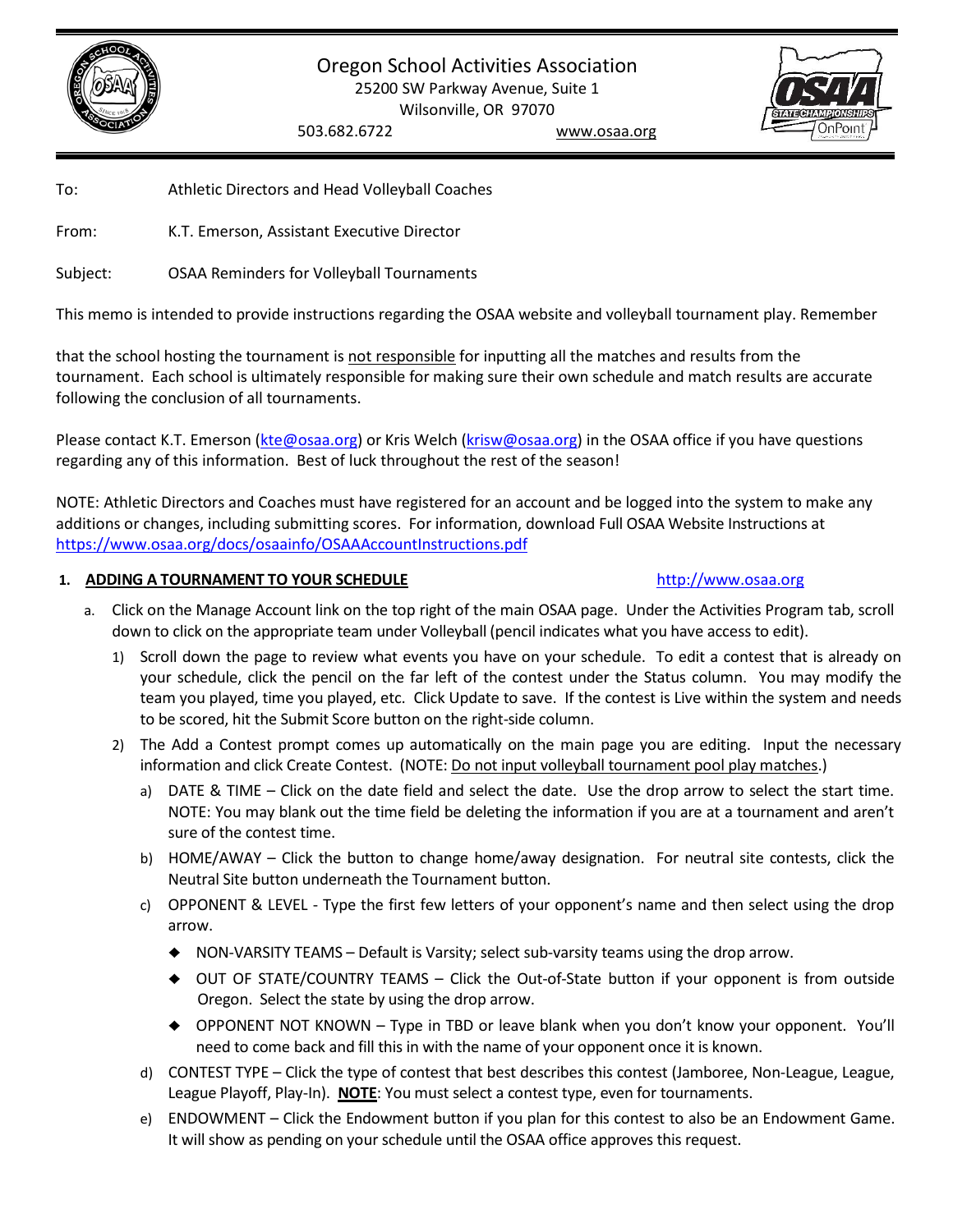# Oregon School Activities Association

25200 SW Parkway Avenue, Suite 1
Wilsonville, OR 97070
503.682.6722 www.osaa.org

To: Athletic Directors and Head Volleyball Coaches

From: K.T. Emerson, Assistant Executive Director

Subject: OSAA Reminders for Volleyball Tournaments

This memo is intended to provide instructions regarding the OSAA website and volleyball tournament play. Remember that the school hosting the tournament is not responsible for inputting all the matches and results from the tournament. Each school is ultimately responsible for making sure their own schedule and match results are accurate following the conclusion of all tournaments.

Please contact K.T. Emerson (kte@osaa.org) or Kris Welch (krisw@osaa.org) in the OSAA office if you have questions regarding any of this information. Best of luck throughout the rest of the season!

NOTE: Athletic Directors and Coaches must have registered for an account and be logged into the system to make any additions or changes, including submitting scores. For information, download Full OSAA Website Instructions at https://www.osaa.org/docs/osaainfo/OSAAAccountInstructions.pdf

## 1. ADDING A TOURNAMENT TO YOUR SCHEDULE http://www.osaa.org

a. Click on the Manage Account link on the top right of the main OSAA page. Under the Activities Program tab, scroll down to click on the appropriate team under Volleyball (pencil indicates what you have access to edit).

1) Scroll down the page to review what events you have on your schedule. To edit a contest that is already on your schedule, click the pencil on the far left of the contest under the Status column. You may modify the team you played, time you played, etc. Click Update to save. If the contest is Live within the system and needs to be scored, hit the Submit Score button on the right-side column.

2) The Add a Contest prompt comes up automatically on the main page you are editing. Input the necessary information and click Create Contest. (NOTE: Do not input volleyball tournament pool play matches.)

a) DATE & TIME – Click on the date field and select the date. Use the drop arrow to select the start time. NOTE: You may blank out the time field be deleting the information if you are at a tournament and aren't sure of the contest time.

b) HOME/AWAY – Click the button to change home/away designation. For neutral site contests, click the Neutral Site button underneath the Tournament button.

c) OPPONENT & LEVEL - Type the first few letters of your opponent's name and then select using the drop arrow.

- NON-VARSITY TEAMS – Default is Varsity; select sub-varsity teams using the drop arrow.
- OUT OF STATE/COUNTRY TEAMS – Click the Out-of-State button if your opponent is from outside Oregon. Select the state by using the drop arrow.
- OPPONENT NOT KNOWN – Type in TBD or leave blank when you don't know your opponent. You'll need to come back and fill this in with the name of your opponent once it is known.

d) CONTEST TYPE – Click the type of contest that best describes this contest (Jamboree, Non-League, League, League Playoff, Play-In). **NOTE**: You must select a contest type, even for tournaments.

e) ENDOWMENT – Click the Endowment button if you plan for this contest to also be an Endowment Game. It will show as pending on your schedule until the OSAA office approves this request.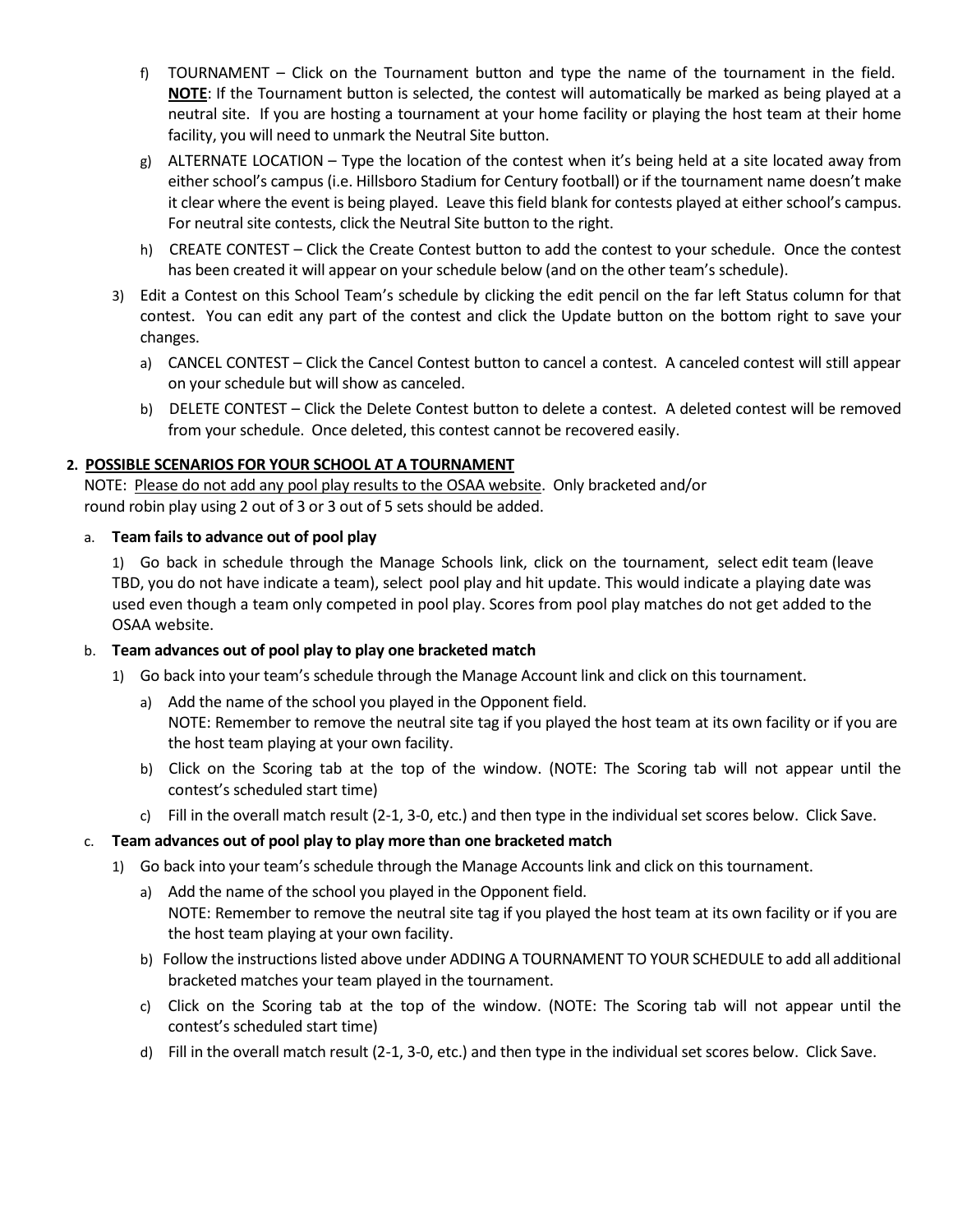f) TOURNAMENT – Click on the Tournament button and type the name of the tournament in the field. **NOTE**: If the Tournament button is selected, the contest will automatically be marked as being played at a neutral site. If you are hosting a tournament at your home facility or playing the host team at their home facility, you will need to unmark the Neutral Site button.

g) ALTERNATE LOCATION – Type the location of the contest when it's being held at a site located away from either school's campus (i.e. Hillsboro Stadium for Century football) or if the tournament name doesn't make it clear where the event is being played. Leave this field blank for contests played at either school's campus. For neutral site contests, click the Neutral Site button to the right.

h) CREATE CONTEST – Click the Create Contest button to add the contest to your schedule. Once the contest has been created it will appear on your schedule below (and on the other team's schedule).

3) Edit a Contest on this School Team's schedule by clicking the edit pencil on the far left Status column for that contest. You can edit any part of the contest and click the Update button on the bottom right to save your changes.

   a) CANCEL CONTEST – Click the Cancel Contest button to cancel a contest. A canceled contest will still appear on your schedule but will show as canceled.

   b) DELETE CONTEST – Click the Delete Contest button to delete a contest. A deleted contest will be removed from your schedule. Once deleted, this contest cannot be recovered easily.

**2. POSSIBLE SCENARIOS FOR YOUR SCHOOL AT A TOURNAMENT**

NOTE: Please do not add any pool play results to the OSAA website. Only bracketed and/or round robin play using 2 out of 3 or 3 out of 5 sets should be added.

a. **Team fails to advance out of pool play**

1) Go back in schedule through the Manage Schools link, click on the tournament, select edit team (leave TBD, you do not have indicate a team), select pool play and hit update. This would indicate a playing date was used even though a team only competed in pool play. Scores from pool play matches do not get added to the OSAA website.

b. **Team advances out of pool play to play one bracketed match**

1) Go back into your team's schedule through the Manage Account link and click on this tournament.

   a) Add the name of the school you played in the Opponent field.
   NOTE: Remember to remove the neutral site tag if you played the host team at its own facility or if you are the host team playing at your own facility.

   b) Click on the Scoring tab at the top of the window. (NOTE: The Scoring tab will not appear until the contest's scheduled start time)

   c) Fill in the overall match result (2-1, 3-0, etc.) and then type in the individual set scores below. Click Save.

c. **Team advances out of pool play to play more than one bracketed match**

1) Go back into your team's schedule through the Manage Accounts link and click on this tournament.

   a) Add the name of the school you played in the Opponent field.
   NOTE: Remember to remove the neutral site tag if you played the host team at its own facility or if you are the host team playing at your own facility.

   b) Follow the instructions listed above under ADDING A TOURNAMENT TO YOUR SCHEDULE to add all additional bracketed matches your team played in the tournament.

   c) Click on the Scoring tab at the top of the window. (NOTE: The Scoring tab will not appear until the contest's scheduled start time)

   d) Fill in the overall match result (2-1, 3-0, etc.) and then type in the individual set scores below. Click Save.